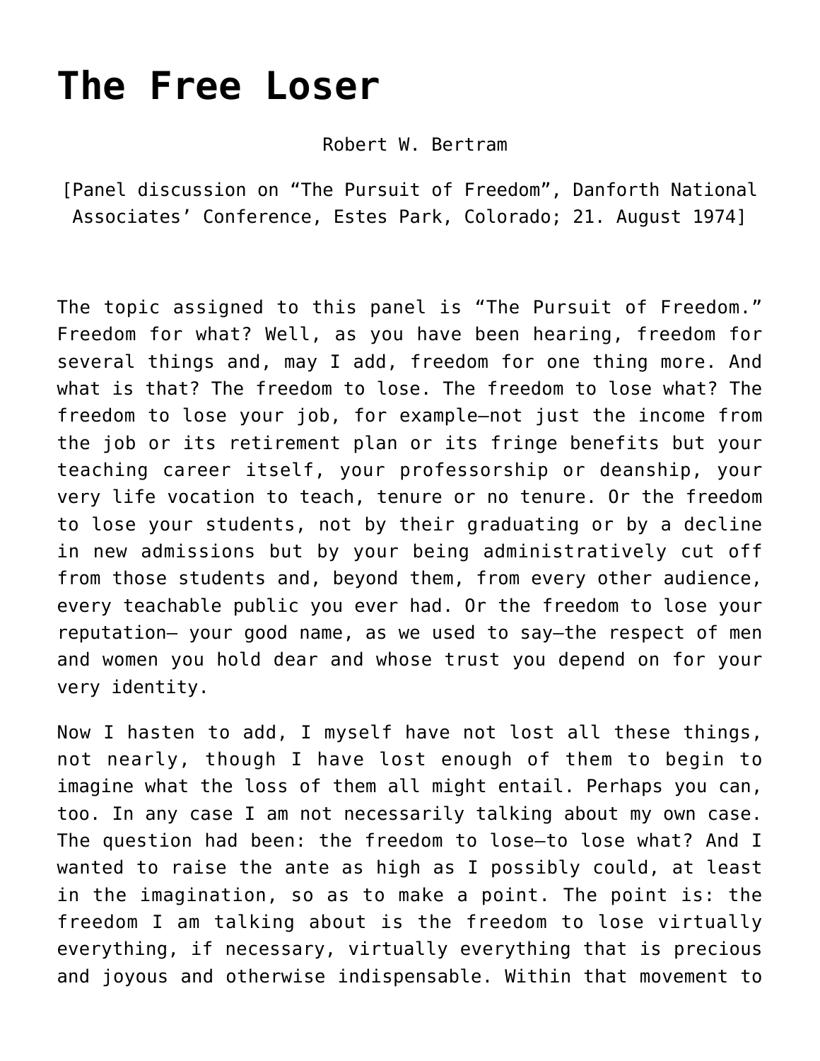# The Free Loser

Robert W. Bertram

[Panel discussion on "The Pursuit of Freedom", Danforth National Associates' Conference, Estes Park, Colorado; 21. August 1974]

The topic assigned to this panel is "The Pursuit of Freedom." Freedom for what? Well, as you have been hearing, freedom for several things and, may I add, freedom for one thing more. And what is that? The freedom to lose. The freedom to lose what? The freedom to lose your job, for example—not just the income from the job or its retirement plan or its fringe benefits but your teaching career itself, your professorship or deanship, your very life vocation to teach, tenure or no tenure. Or the freedom to lose your students, not by their graduating or by a decline in new admissions but by your being administratively cut off from those students and, beyond them, from every other audience, every teachable public you ever had. Or the freedom to lose your reputation— your good name, as we used to say—the respect of men and women you hold dear and whose trust you depend on for your very identity.

Now I hasten to add, I myself have not lost all these things, not nearly, though I have lost enough of them to begin to imagine what the loss of them all might entail. Perhaps you can, too. In any case I am not necessarily talking about my own case. The question had been: the freedom to lose—to lose what? And I wanted to raise the ante as high as I possibly could, at least in the imagination, so as to make a point. The point is: the freedom I am talking about is the freedom to lose virtually everything, if necessary, virtually everything that is precious and joyous and otherwise indispensable. Within that movement to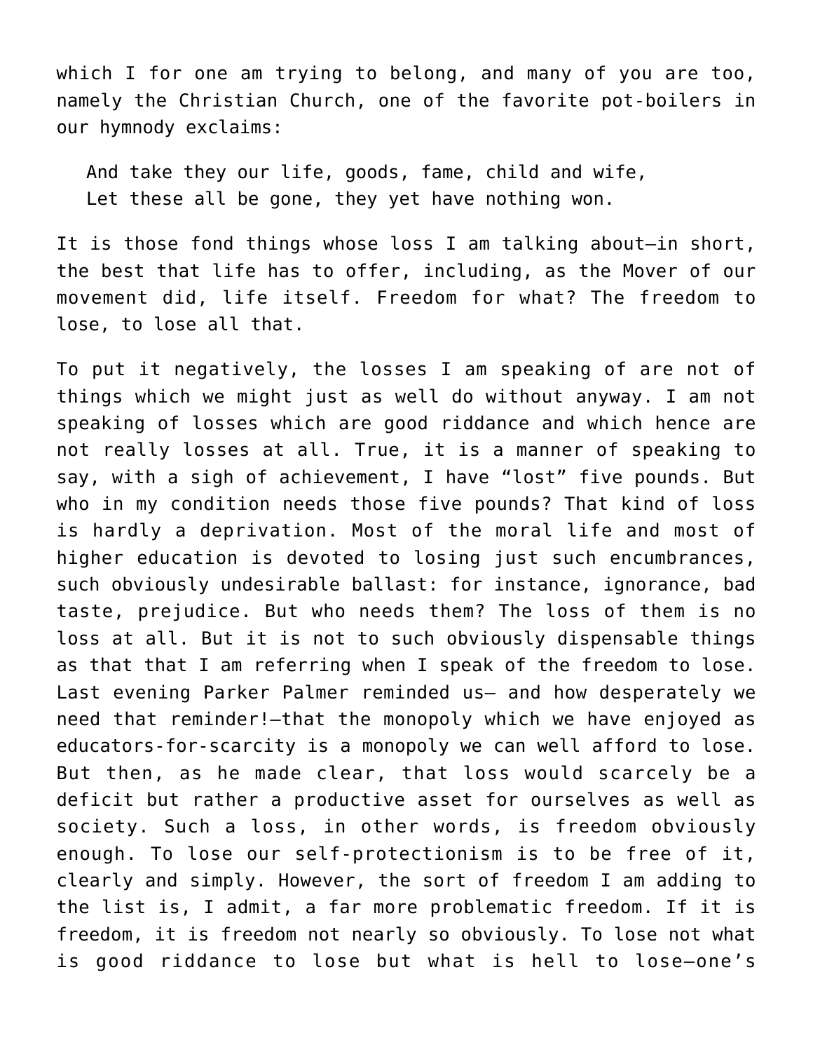which I for one am trying to belong, and many of you are too, namely the Christian Church, one of the favorite pot-boilers in our hymnody exclaims:

> And take they our life, goods, fame, child and wife,
> Let these all be gone, they yet have nothing won.

It is those fond things whose loss I am talking about—in short, the best that life has to offer, including, as the Mover of our movement did, life itself. Freedom for what? The freedom to lose, to lose all that.

To put it negatively, the losses I am speaking of are not of things which we might just as well do without anyway. I am not speaking of losses which are good riddance and which hence are not really losses at all. True, it is a manner of speaking to say, with a sigh of achievement, I have "lost" five pounds. But who in my condition needs those five pounds? That kind of loss is hardly a deprivation. Most of the moral life and most of higher education is devoted to losing just such encumbrances, such obviously undesirable ballast: for instance, ignorance, bad taste, prejudice. But who needs them? The loss of them is no loss at all. But it is not to such obviously dispensable things as that that I am referring when I speak of the freedom to lose. Last evening Parker Palmer reminded us— and how desperately we need that reminder!—that the monopoly which we have enjoyed as educators-for-scarcity is a monopoly we can well afford to lose. But then, as he made clear, that loss would scarcely be a deficit but rather a productive asset for ourselves as well as society. Such a loss, in other words, is freedom obviously enough. To lose our self-protectionism is to be free of it, clearly and simply. However, the sort of freedom I am adding to the list is, I admit, a far more problematic freedom. If it is freedom, it is freedom not nearly so obviously. To lose not what is good riddance to lose but what is hell to lose—one's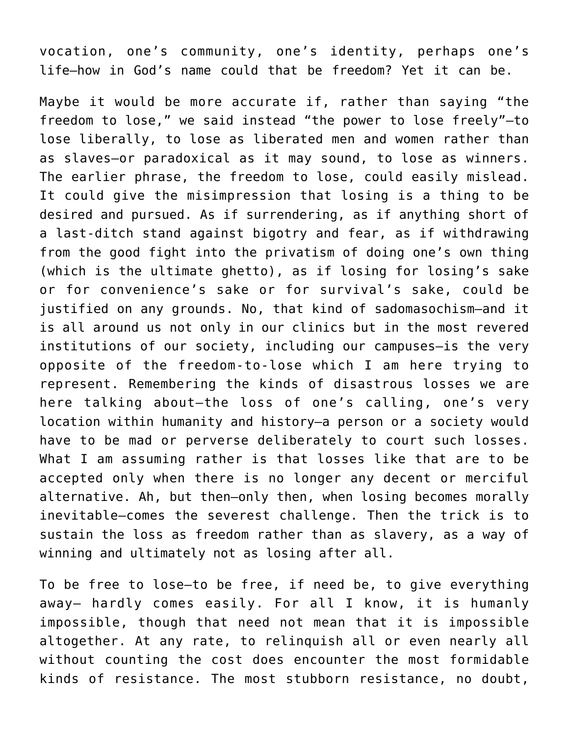vocation, one's community, one's identity, perhaps one's life—how in God's name could that be freedom? Yet it can be.

Maybe it would be more accurate if, rather than saying "the freedom to lose," we said instead "the power to lose freely"—to lose liberally, to lose as liberated men and women rather than as slaves—or paradoxical as it may sound, to lose as winners. The earlier phrase, the freedom to lose, could easily mislead. It could give the misimpression that losing is a thing to be desired and pursued. As if surrendering, as if anything short of a last-ditch stand against bigotry and fear, as if withdrawing from the good fight into the privatism of doing one's own thing (which is the ultimate ghetto), as if losing for losing's sake or for convenience's sake or for survival's sake, could be justified on any grounds. No, that kind of sadomasochism—and it is all around us not only in our clinics but in the most revered institutions of our society, including our campuses—is the very opposite of the freedom-to-lose which I am here trying to represent. Remembering the kinds of disastrous losses we are here talking about—the loss of one's calling, one's very location within humanity and history—a person or a society would have to be mad or perverse deliberately to court such losses. What I am assuming rather is that losses like that are to be accepted only when there is no longer any decent or merciful alternative. Ah, but then—only then, when losing becomes morally inevitable—comes the severest challenge. Then the trick is to sustain the loss as freedom rather than as slavery, as a way of winning and ultimately not as losing after all.

To be free to lose—to be free, if need be, to give everything away— hardly comes easily. For all I know, it is humanly impossible, though that need not mean that it is impossible altogether. At any rate, to relinquish all or even nearly all without counting the cost does encounter the most formidable kinds of resistance. The most stubborn resistance, no doubt,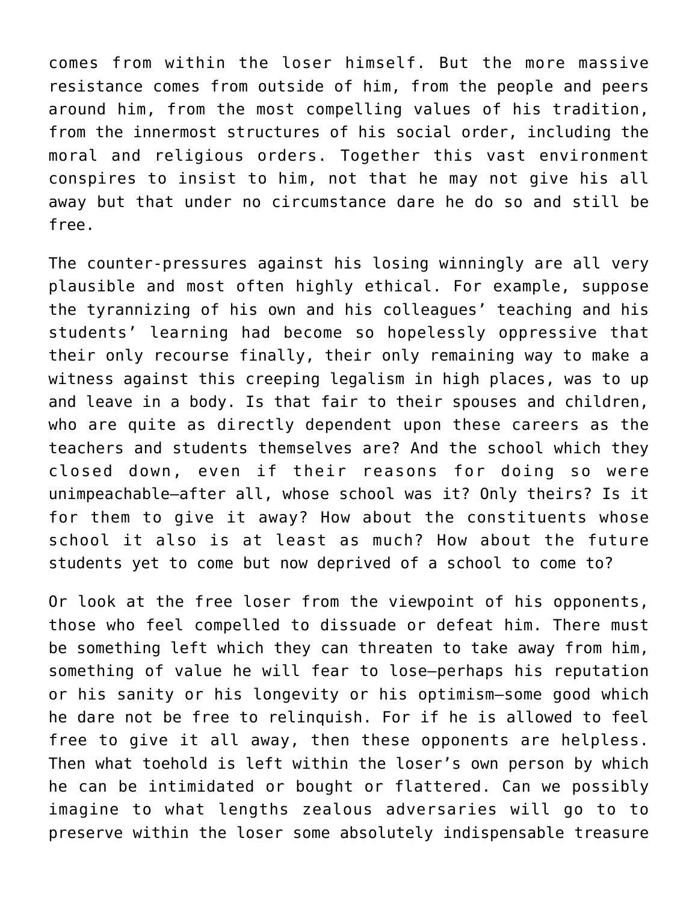comes from within the loser himself. But the more massive resistance comes from outside of him, from the people and peers around him, from the most compelling values of his tradition, from the innermost structures of his social order, including the moral and religious orders. Together this vast environment conspires to insist to him, not that he may not give his all away but that under no circumstance dare he do so and still be free.

The counter-pressures against his losing winningly are all very plausible and most often highly ethical. For example, suppose the tyrannizing of his own and his colleagues' teaching and his students' learning had become so hopelessly oppressive that their only recourse finally, their only remaining way to make a witness against this creeping legalism in high places, was to up and leave in a body. Is that fair to their spouses and children, who are quite as directly dependent upon these careers as the teachers and students themselves are? And the school which they closed down, even if their reasons for doing so were unimpeachable—after all, whose school was it? Only theirs? Is it for them to give it away? How about the constituents whose school it also is at least as much? How about the future students yet to come but now deprived of a school to come to?

Or look at the free loser from the viewpoint of his opponents, those who feel compelled to dissuade or defeat him. There must be something left which they can threaten to take away from him, something of value he will fear to lose—perhaps his reputation or his sanity or his longevity or his optimism—some good which he dare not be free to relinquish. For if he is allowed to feel free to give it all away, then these opponents are helpless. Then what toehold is left within the loser's own person by which he can be intimidated or bought or flattered. Can we possibly imagine to what lengths zealous adversaries will go to to preserve within the loser some absolutely indispensable treasure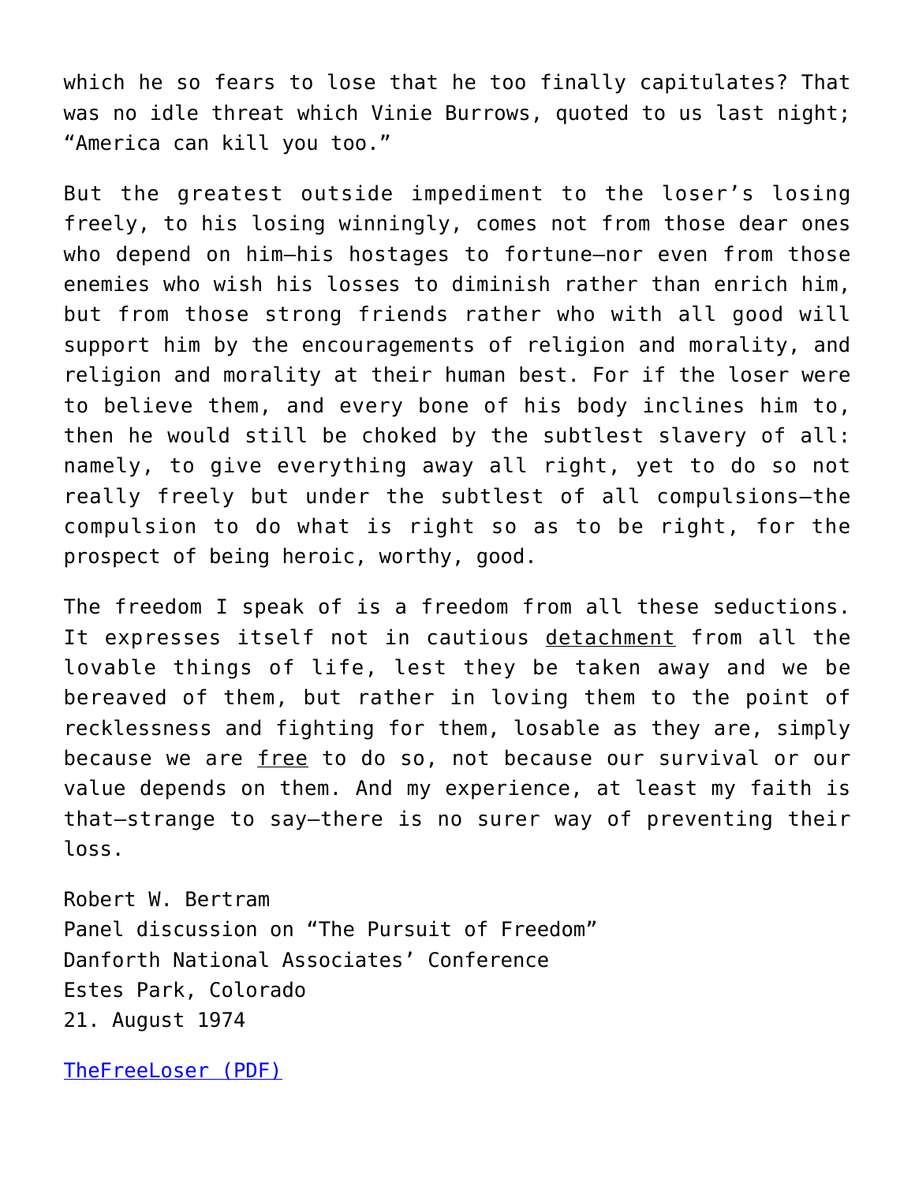which he so fears to lose that he too finally capitulates? That was no idle threat which Vinie Burrows, quoted to us last night; "America can kill you too."

But the greatest outside impediment to the loser's losing freely, to his losing winningly, comes not from those dear ones who depend on him—his hostages to fortune—nor even from those enemies who wish his losses to diminish rather than enrich him, but from those strong friends rather who with all good will support him by the encouragements of religion and morality, and religion and morality at their human best. For if the loser were to believe them, and every bone of his body inclines him to, then he would still be choked by the subtlest slavery of all: namely, to give everything away all right, yet to do so not really freely but under the subtlest of all compulsions—the compulsion to do what is right so as to be right, for the prospect of being heroic, worthy, good.

The freedom I speak of is a freedom from all these seductions. It expresses itself not in cautious <u>detachment</u> from all the lovable things of life, lest they be taken away and we be bereaved of them, but rather in loving them to the point of recklessness and fighting for them, losable as they are, simply because we are <u>free</u> to do so, not because our survival or our value depends on them. And my experience, at least my faith is that—strange to say—there is no surer way of preventing their loss.

Robert W. Bertram
Panel discussion on "The Pursuit of Freedom"
Danforth National Associates' Conference
Estes Park, Colorado
21. August 1974

TheFreeLoser (PDF)